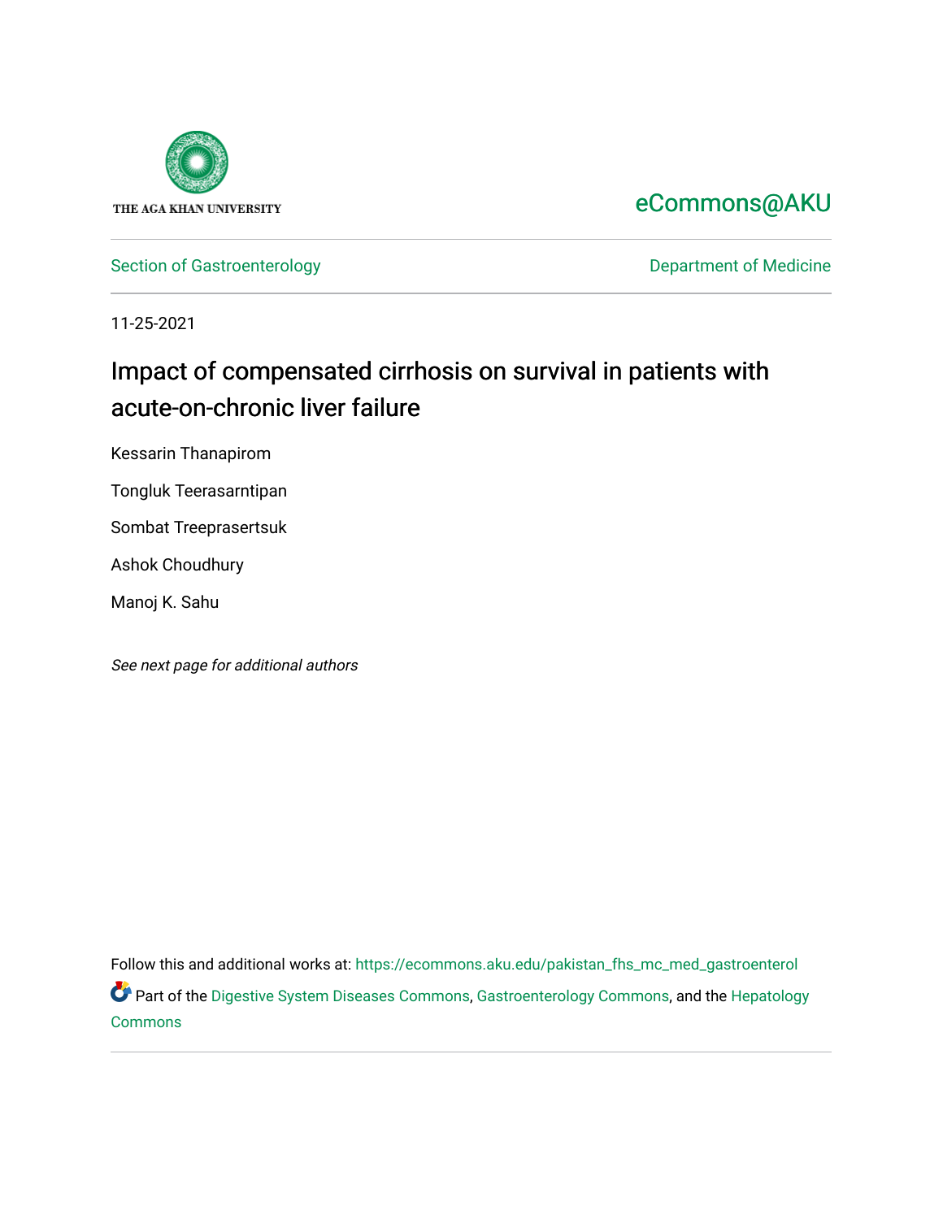THE AGA KHAN UNIVERSITY

eCommons@AKU

Section of Gastroenterology

Department of Medicine

11-25-2021

# Impact of compensated cirrhosis on survival in patients with acute-on-chronic liver failure

Kessarin Thanapirom

Tongluk Teerasarntipan

Sombat Treeprasertsuk

Ashok Choudhury

Manoj K. Sahu

*See next page for additional authors*

Follow this and additional works at: https://ecommons.aku.edu/pakistan_fhs_mc_med_gastroenterol

Part of the Digestive System Diseases Commons, Gastroenterology Commons, and the Hepatology Commons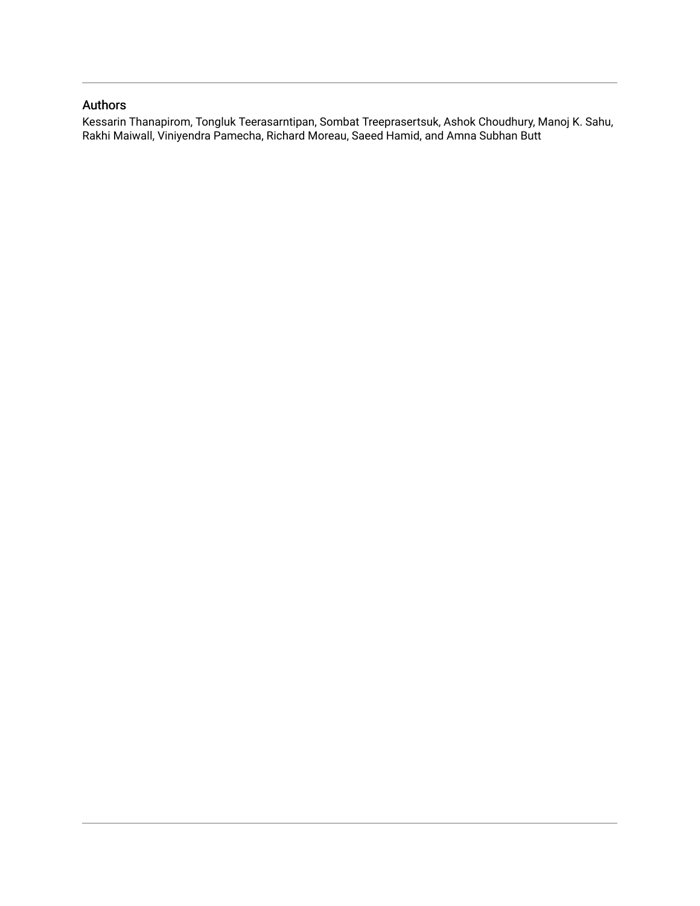## Authors

Kessarin Thanapirom, Tongluk Teerasarntipan, Sombat Treeprasertsuk, Ashok Choudhury, Manoj K. Sahu, Rakhi Maiwall, Viniyendra Pamecha, Richard Moreau, Saeed Hamid, and Amna Subhan Butt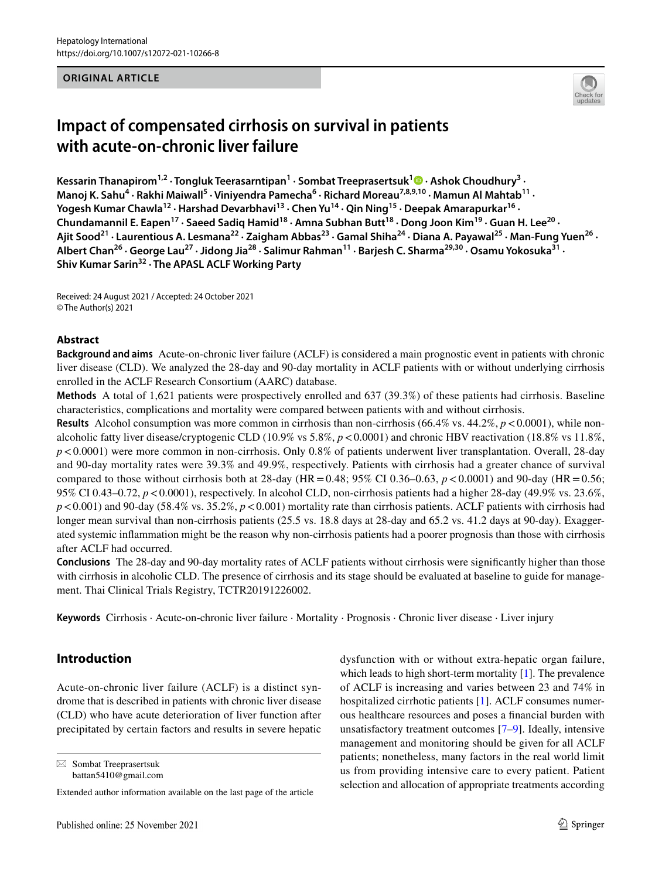# Impact of compensated cirrhosis on survival in patients with acute-on-chronic liver failure

**Kessarin Thanapirom[1,2] · Tongluk Teerasarntipan[1] · Sombat Treeprasertsuk[1] · Ashok Choudhury[3] · Manoj K. Sahu[4] · Rakhi Maiwall[5] · Viniyendra Pamecha[6] · Richard Moreau[7,8,9,10] · Mamun Al Mahtab[11] · Yogesh Kumar Chawla[12] · Harshad Devarbhavi[13] · Chen Yu[14] · Qin Ning[15] · Deepak Amarapurkar[16] · Chundamannil E. Eapen[17] · Saeed Sadiq Hamid[18] · Amna Subhan Butt[18] · Dong Joon Kim[19] · Guan H. Lee[20] · Ajit Sood[21] · Laurentious A. Lesmana[22] · Zaigham Abbas[23] · Gamal Shiha[24] · Diana A. Payawal[25] · Man-Fung Yuen[26] · Albert Chan[26] · George Lau[27] · Jidong Jia[28] · Salimur Rahman[11] · Barjesh C. Sharma[29,30] · Osamu Yokosuka[31] · Shiv Kumar Sarin[32] · The APASL ACLF Working Party**

Received: 24 August 2021 / Accepted: 24 October 2021
© The Author(s) 2021

## Abstract

**Background and aims** Acute-on-chronic liver failure (ACLF) is considered a main prognostic event in patients with chronic liver disease (CLD). We analyzed the 28-day and 90-day mortality in ACLF patients with or without underlying cirrhosis enrolled in the ACLF Research Consortium (AARC) database.

**Methods** A total of 1,621 patients were prospectively enrolled and 637 (39.3%) of these patients had cirrhosis. Baseline characteristics, complications and mortality were compared between patients with and without cirrhosis.

**Results** Alcohol consumption was more common in cirrhosis than non-cirrhosis (66.4% vs. 44.2%, $p < 0.0001$), while non-alcoholic fatty liver disease/cryptogenic CLD (10.9% vs 5.8%, $p < 0.0001$) and chronic HBV reactivation (18.8% vs 11.8%, $p < 0.0001$) were more common in non-cirrhosis. Only 0.8% of patients underwent liver transplantation. Overall, 28-day and 90-day mortality rates were 39.3% and 49.9%, respectively. Patients with cirrhosis had a greater chance of survival compared to those without cirrhosis both at 28-day (HR = 0.48; 95% CI 0.36–0.63, $p < 0.0001$) and 90-day (HR = 0.56; 95% CI 0.43–0.72, $p < 0.0001$), respectively. In alcohol CLD, non-cirrhosis patients had a higher 28-day (49.9% vs. 23.6%, $p < 0.001$) and 90-day (58.4% vs. 35.2%, $p < 0.001$) mortality rate than cirrhosis patients. ACLF patients with cirrhosis had longer mean survival than non-cirrhosis patients (25.5 vs. 18.8 days at 28-day and 65.2 vs. 41.2 days at 90-day). Exaggerated systemic inflammation might be the reason why non-cirrhosis patients had a poorer prognosis than those with cirrhosis after ACLF had occurred.

**Conclusions** The 28-day and 90-day mortality rates of ACLF patients without cirrhosis were significantly higher than those with cirrhosis in alcoholic CLD. The presence of cirrhosis and its stage should be evaluated at baseline to guide for management. Thai Clinical Trials Registry, TCTR20191226002.

**Keywords** Cirrhosis · Acute-on-chronic liver failure · Mortality · Prognosis · Chronic liver disease · Liver injury

## Introduction

Acute-on-chronic liver failure (ACLF) is a distinct syndrome that is described in patients with chronic liver disease (CLD) who have acute deterioration of liver function after precipitated by certain factors and results in severe hepatic dysfunction with or without extra-hepatic organ failure, which leads to high short-term mortality [1]. The prevalence of ACLF is increasing and varies between 23 and 74% in hospitalized cirrhotic patients [1]. ACLF consumes numerous healthcare resources and poses a financial burden with unsatisfactory treatment outcomes [7–9]. Ideally, intensive management and monitoring should be given for all ACLF patients; nonetheless, many factors in the real world limit us from providing intensive care to every patient. Patient selection and allocation of appropriate treatments according

✉ Sombat Treeprasertsuk
battan5410@gmail.com

Extended author information available on the last page of the article

Published online: 25 November 2021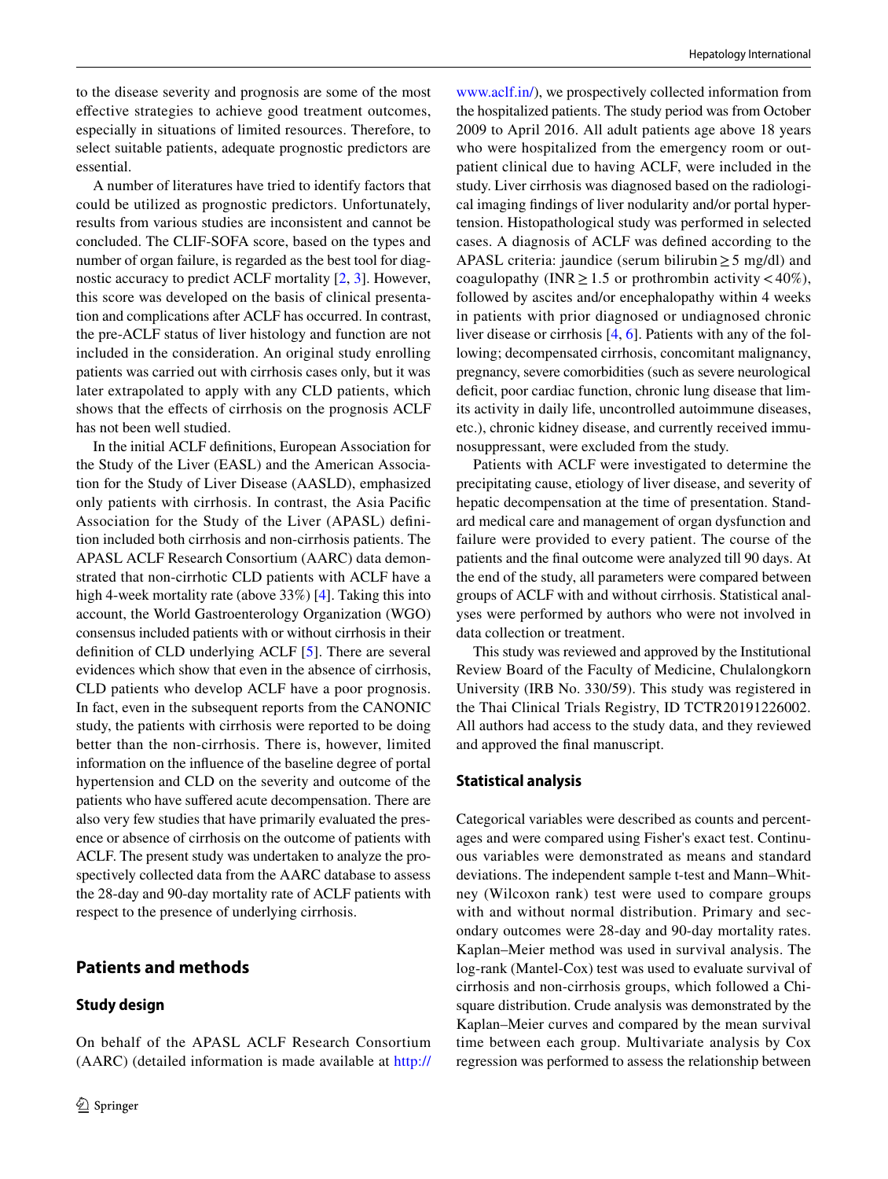to the disease severity and prognosis are some of the most effective strategies to achieve good treatment outcomes, especially in situations of limited resources. Therefore, to select suitable patients, adequate prognostic predictors are essential.

A number of literatures have tried to identify factors that could be utilized as prognostic predictors. Unfortunately, results from various studies are inconsistent and cannot be concluded. The CLIF-SOFA score, based on the types and number of organ failure, is regarded as the best tool for diagnostic accuracy to predict ACLF mortality [2, 3]. However, this score was developed on the basis of clinical presentation and complications after ACLF has occurred. In contrast, the pre-ACLF status of liver histology and function are not included in the consideration. An original study enrolling patients was carried out with cirrhosis cases only, but it was later extrapolated to apply with any CLD patients, which shows that the effects of cirrhosis on the prognosis ACLF has not been well studied.

In the initial ACLF definitions, European Association for the Study of the Liver (EASL) and the American Association for the Study of Liver Disease (AASLD), emphasized only patients with cirrhosis. In contrast, the Asia Pacific Association for the Study of the Liver (APASL) definition included both cirrhosis and non-cirrhosis patients. The APASL ACLF Research Consortium (AARC) data demonstrated that non-cirrhotic CLD patients with ACLF have a high 4-week mortality rate (above 33%) [4]. Taking this into account, the World Gastroenterology Organization (WGO) consensus included patients with or without cirrhosis in their definition of CLD underlying ACLF [5]. There are several evidences which show that even in the absence of cirrhosis, CLD patients who develop ACLF have a poor prognosis. In fact, even in the subsequent reports from the CANONIC study, the patients with cirrhosis were reported to be doing better than the non-cirrhosis. There is, however, limited information on the influence of the baseline degree of portal hypertension and CLD on the severity and outcome of the patients who have suffered acute decompensation. There are also very few studies that have primarily evaluated the presence or absence of cirrhosis on the outcome of patients with ACLF. The present study was undertaken to analyze the prospectively collected data from the AARC database to assess the 28-day and 90-day mortality rate of ACLF patients with respect to the presence of underlying cirrhosis.

## Patients and methods

### Study design

On behalf of the APASL ACLF Research Consortium (AARC) (detailed information is made available at http://www.aclf.in/), we prospectively collected information from the hospitalized patients. The study period was from October 2009 to April 2016. All adult patients age above 18 years who were hospitalized from the emergency room or outpatient clinical due to having ACLF, were included in the study. Liver cirrhosis was diagnosed based on the radiological imaging findings of liver nodularity and/or portal hypertension. Histopathological study was performed in selected cases. A diagnosis of ACLF was defined according to the APASL criteria: jaundice (serum bilirubin ≥ 5 mg/dl) and coagulopathy (INR ≥ 1.5 or prothrombin activity < 40%), followed by ascites and/or encephalopathy within 4 weeks in patients with prior diagnosed or undiagnosed chronic liver disease or cirrhosis [4, 6]. Patients with any of the following; decompensated cirrhosis, concomitant malignancy, pregnancy, severe comorbidities (such as severe neurological deficit, poor cardiac function, chronic lung disease that limits activity in daily life, uncontrolled autoimmune diseases, etc.), chronic kidney disease, and currently received immunosuppressant, were excluded from the study.

Patients with ACLF were investigated to determine the precipitating cause, etiology of liver disease, and severity of hepatic decompensation at the time of presentation. Standard medical care and management of organ dysfunction and failure were provided to every patient. The course of the patients and the final outcome were analyzed till 90 days. At the end of the study, all parameters were compared between groups of ACLF with and without cirrhosis. Statistical analyses were performed by authors who were not involved in data collection or treatment.

This study was reviewed and approved by the Institutional Review Board of the Faculty of Medicine, Chulalongkorn University (IRB No. 330/59). This study was registered in the Thai Clinical Trials Registry, ID TCTR20191226002. All authors had access to the study data, and they reviewed and approved the final manuscript.

### Statistical analysis

Categorical variables were described as counts and percentages and were compared using Fisher's exact test. Continuous variables were demonstrated as means and standard deviations. The independent sample t-test and Mann–Whitney (Wilcoxon rank) test were used to compare groups with and without normal distribution. Primary and secondary outcomes were 28-day and 90-day mortality rates. Kaplan–Meier method was used in survival analysis. The log-rank (Mantel-Cox) test was used to evaluate survival of cirrhosis and non-cirrhosis groups, which followed a Chi-square distribution. Crude analysis was demonstrated by the Kaplan–Meier curves and compared by the mean survival time between each group. Multivariate analysis by Cox regression was performed to assess the relationship between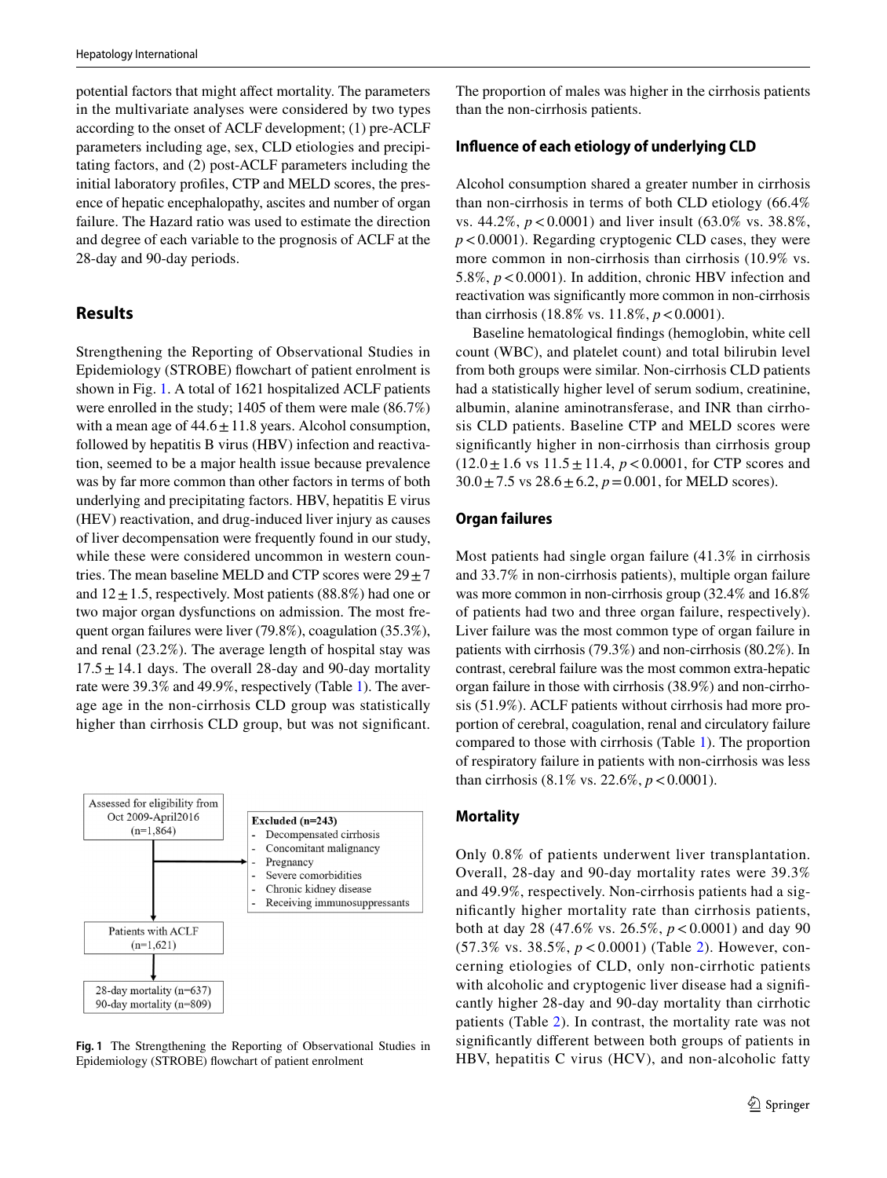potential factors that might affect mortality. The parameters in the multivariate analyses were considered by two types according to the onset of ACLF development; (1) pre-ACLF parameters including age, sex, CLD etiologies and precipitating factors, and (2) post-ACLF parameters including the initial laboratory profiles, CTP and MELD scores, the presence of hepatic encephalopathy, ascites and number of organ failure. The Hazard ratio was used to estimate the direction and degree of each variable to the prognosis of ACLF at the 28-day and 90-day periods.

## Results

Strengthening the Reporting of Observational Studies in Epidemiology (STROBE) flowchart of patient enrolment is shown in Fig. 1. A total of 1621 hospitalized ACLF patients were enrolled in the study; 1405 of them were male (86.7%) with a mean age of $44.6 \pm 11.8$ years. Alcohol consumption, followed by hepatitis B virus (HBV) infection and reactivation, seemed to be a major health issue because prevalence was by far more common than other factors in terms of both underlying and precipitating factors. HBV, hepatitis E virus (HEV) reactivation, and drug-induced liver injury as causes of liver decompensation were frequently found in our study, while these were considered uncommon in western countries. The mean baseline MELD and CTP scores were $29 \pm 7$ and $12 \pm 1.5$, respectively. Most patients (88.8%) had one or two major organ dysfunctions on admission. The most frequent organ failures were liver (79.8%), coagulation (35.3%), and renal (23.2%). The average length of hospital stay was $17.5 \pm 14.1$ days. The overall 28-day and 90-day mortality rate were 39.3% and 49.9%, respectively (Table 1). The average age in the non-cirrhosis CLD group was statistically higher than cirrhosis CLD group, but was not significant.

```
Assessed for eligibility from
Oct 2009-April2016
(n=1,864)
        |
        |---> Excluded (n=243)
        |     - Decompensated cirrhosis
        |     - Concomitant malignancy
        |     - Pregnancy
        |     - Severe comorbidities
        |     - Chronic kidney disease
        |     - Receiving immunosuppressants
        v
Patients with ACLF
(n=1,621)
        |
        v
28-day mortality (n=637)
90-day mortality (n=809)
```

**Fig. 1** The Strengthening the Reporting of Observational Studies in Epidemiology (STROBE) flowchart of patient enrolment

The proportion of males was higher in the cirrhosis patients than the non-cirrhosis patients.

### Influence of each etiology of underlying CLD

Alcohol consumption shared a greater number in cirrhosis than non-cirrhosis in terms of both CLD etiology (66.4% vs. 44.2%, $p < 0.0001$) and liver insult (63.0% vs. 38.8%, $p < 0.0001$). Regarding cryptogenic CLD cases, they were more common in non-cirrhosis than cirrhosis (10.9% vs. 5.8%, $p < 0.0001$). In addition, chronic HBV infection and reactivation was significantly more common in non-cirrhosis than cirrhosis (18.8% vs. 11.8%, $p < 0.0001$).

Baseline hematological findings (hemoglobin, white cell count (WBC), and platelet count) and total bilirubin level from both groups were similar. Non-cirrhosis CLD patients had a statistically higher level of serum sodium, creatinine, albumin, alanine aminotransferase, and INR than cirrhosis CLD patients. Baseline CTP and MELD scores were significantly higher in non-cirrhosis than cirrhosis group ($12.0 \pm 1.6$ vs $11.5 \pm 11.4$, $p < 0.0001$, for CTP scores and $30.0 \pm 7.5$ vs $28.6 \pm 6.2$, $p = 0.001$, for MELD scores).

### Organ failures

Most patients had single organ failure (41.3% in cirrhosis and 33.7% in non-cirrhosis patients), multiple organ failure was more common in non-cirrhosis group (32.4% and 16.8% of patients had two and three organ failure, respectively). Liver failure was the most common type of organ failure in patients with cirrhosis (79.3%) and non-cirrhosis (80.2%). In contrast, cerebral failure was the most common extra-hepatic organ failure in those with cirrhosis (38.9%) and non-cirrhosis (51.9%). ACLF patients without cirrhosis had more proportion of cerebral, coagulation, renal and circulatory failure compared to those with cirrhosis (Table 1). The proportion of respiratory failure in patients with non-cirrhosis was less than cirrhosis (8.1% vs. 22.6%, $p < 0.0001$).

### Mortality

Only 0.8% of patients underwent liver transplantation. Overall, 28-day and 90-day mortality rates were 39.3% and 49.9%, respectively. Non-cirrhosis patients had a significantly higher mortality rate than cirrhosis patients, both at day 28 (47.6% vs. 26.5%, $p < 0.0001$) and day 90 (57.3% vs. 38.5%, $p < 0.0001$) (Table 2). However, concerning etiologies of CLD, only non-cirrhotic patients with alcoholic and cryptogenic liver disease had a significantly higher 28-day and 90-day mortality than cirrhotic patients (Table 2). In contrast, the mortality rate was not significantly different between both groups of patients in HBV, hepatitis C virus (HCV), and non-alcoholic fatty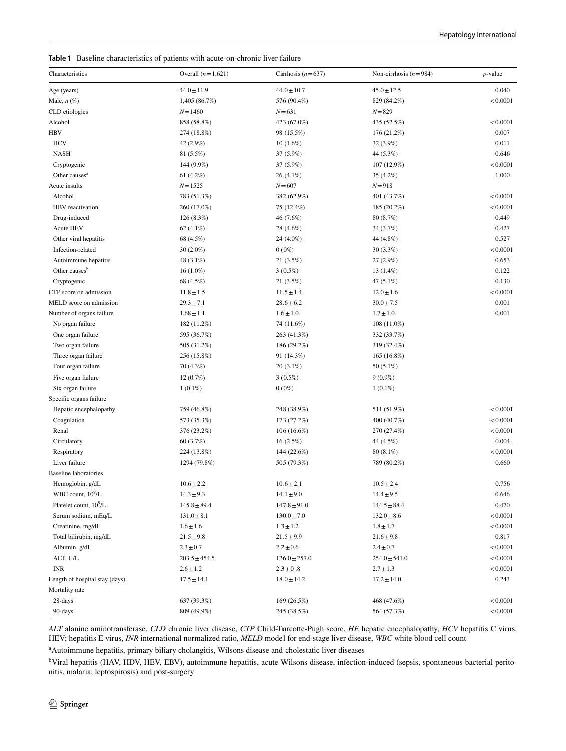**Table 1** Baseline characteristics of patients with acute-on-chronic liver failure

| Characteristics | Overall ($n$ = 1,621) | Cirrhosis ($n$ = 637) | Non-cirrhosis ($n$ = 984) | $p$-value |
|---|---|---|---|---|
| Age (years) | 44.0 ± 11.9 | 44.0 ± 10.7 | 45.0 ± 12.5 | 0.040 |
| Male, $n$ (%) | 1,405 (86.7%) | 576 (90.4%) | 829 (84.2%) | < 0.0001 |
| CLD etiologies | $N$ = 1460 | $N$ = 631 | $N$ = 829 | |
| Alcohol | 858 (58.8%) | 423 (67.0%) | 435 (52.5%) | < 0.0001 |
| HBV | 274 (18.8%) | 98 (15.5%) | 176 (21.2%) | 0.007 |
| HCV | 42 (2.9%) | 10 (1.6%) | 32 (3.9%) | 0.011 |
| NASH | 81 (5.5%) | 37 (5.9%) | 44 (5.3%) | 0.646 |
| Cryptogenic | 144 (9.9%) | 37 (5.9%) | 107 (12.9%) | < 0.0001 |
| Other causes[a] | 61 (4.2%) | 26 (4.1%) | 35 (4.2%) | 1.000 |
| Acute insults | $N$ = 1525 | $N$ = 607 | $N$ = 918 | |
| Alcohol | 783 (51.3%) | 382 (62.9%) | 401 (43.7%) | < 0.0001 |
| HBV reactivation | 260 (17.0%) | 75 (12.4%) | 185 (20.2%) | < 0.0001 |
| Drug-induced | 126 (8.3%) | 46 (7.6%) | 80 (8.7%) | 0.449 |
| Acute HEV | 62 (4.1%) | 28 (4.6%) | 34 (3.7%) | 0.427 |
| Other viral hepatitis | 68 (4.5%) | 24 (4.0%) | 44 (4.8%) | 0.527 |
| Infection-related | 30 (2.0%) | 0 (0%) | 30 (3.3%) | < 0.0001 |
| Autoimmune hepatitis | 48 (3.1%) | 21 (3.5%) | 27 (2.9%) | 0.653 |
| Other causes[b] | 16 (1.0%) | 3 (0.5%) | 13 (1.4%) | 0.122 |
| Cryptogenic | 68 (4.5%) | 21 (3.5%) | 47 (5.1%) | 0.130 |
| CTP score on admission | 11.8 ± 1.5 | 11.5 ± 1.4 | 12.0 ± 1.6 | < 0.0001 |
| MELD score on admission | 29.3 ± 7.1 | 28.6 ± 6.2 | 30.0 ± 7.5 | 0.001 |
| Number of organs failure | 1.68 ± 1.1 | 1.6 ± 1.0 | 1.7 ± 1.0 | 0.001 |
| No organ failure | 182 (11.2%) | 74 (11.6%) | 108 (11.0%) | |
| One organ failure | 595 (36.7%) | 263 (41.3%) | 332 (33.7%) | |
| Two organ failure | 505 (31.2%) | 186 (29.2%) | 319 (32.4%) | |
| Three organ failure | 256 (15.8%) | 91 (14.3%) | 165 (16.8%) | |
| Four organ failure | 70 (4.3%) | 20 (3.1%) | 50 (5.1%) | |
| Five organ failure | 12 (0.7%) | 3 (0.5%) | 9 (0.9%) | |
| Six organ failure | 1 (0.1%) | 0 (0%) | 1 (0.1%) | |
| Specific organs failure | | | | |
| Hepatic encephalopathy | 759 (46.8%) | 248 (38.9%) | 511 (51.9%) | < 0.0001 |
| Coagulation | 573 (35.3%) | 173 (27.2%) | 400 (40.7%) | < 0.0001 |
| Renal | 376 (23.2%) | 106 (16.6%) | 270 (27.4%) | < 0.0001 |
| Circulatory | 60 (3.7%) | 16 (2.5%) | 44 (4.5%) | 0.004 |
| Respiratory | 224 (13.8%) | 144 (22.6%) | 80 (8.1%) | < 0.0001 |
| Liver failure | 1294 (79.8%) | 505 (79.3%) | 789 (80.2%) | 0.660 |
| Baseline laboratories | | | | |
| Hemoglobin, g/dL | 10.6 ± 2.2 | 10.6 ± 2.1 | 10.5 ± 2.4 | 0.756 |
| WBC count, $10^9$/L | 14.3 ± 9.3 | 14.1 ± 9.0 | 14.4 ± 9.5 | 0.646 |
| Platelet count, $10^9$/L | 145.8 ± 89.4 | 147.8 ± 91.0 | 144.5 ± 88.4 | 0.470 |
| Serum sodium, mEq/L | 131.0 ± 8.1 | 130.0 ± 7.0 | 132.0 ± 8.6 | < 0.0001 |
| Creatinine, mg/dL | 1.6 ± 1.6 | 1.3 ± 1.2 | 1.8 ± 1.7 | < 0.0001 |
| Total bilirubin, mg/dL | 21.5 ± 9.8 | 21.5 ± 9.9 | 21.6 ± 9.8 | 0.817 |
| Albumin, g/dL | 2.3 ± 0.7 | 2.2 ± 0.6 | 2.4 ± 0.7 | < 0.0001 |
| ALT, U/L | 203.5 ± 454.5 | 126.0 ± 257.0 | 254.0 ± 541.0 | < 0.0001 |
| INR | 2.6 ± 1.2 | 2.3 ± 0 .8 | 2.7 ± 1.3 | < 0.0001 |
| Length of hospital stay (days) | 17.5 ± 14.1 | 18.0 ± 14.2 | 17.2 ± 14.0 | 0.243 |
| Mortality rate | | | | |
| 28-days | 637 (39.3%) | 169 (26.5%) | 468 (47.6%) | < 0.0001 |
| 90-days | 809 (49.9%) | 245 (38.5%) | 564 (57.3%) | < 0.0001 |

*ALT* alanine aminotransferase, *CLD* chronic liver disease, *CTP* Child-Turcotte-Pugh score, *HE* hepatic encephalopathy, *HCV* hepatitis C virus, HEV; hepatitis E virus, *INR* international normalized ratio, *MELD* model for end-stage liver disease, *WBC* white blood cell count

[a]Autoimmune hepatitis, primary biliary cholangitis, Wilsons disease and cholestatic liver diseases

[b]Viral hepatitis (HAV, HDV, HEV, EBV), autoimmune hepatitis, acute Wilsons disease, infection-induced (sepsis, spontaneous bacterial peritonitis, malaria, leptospirosis) and post-surgery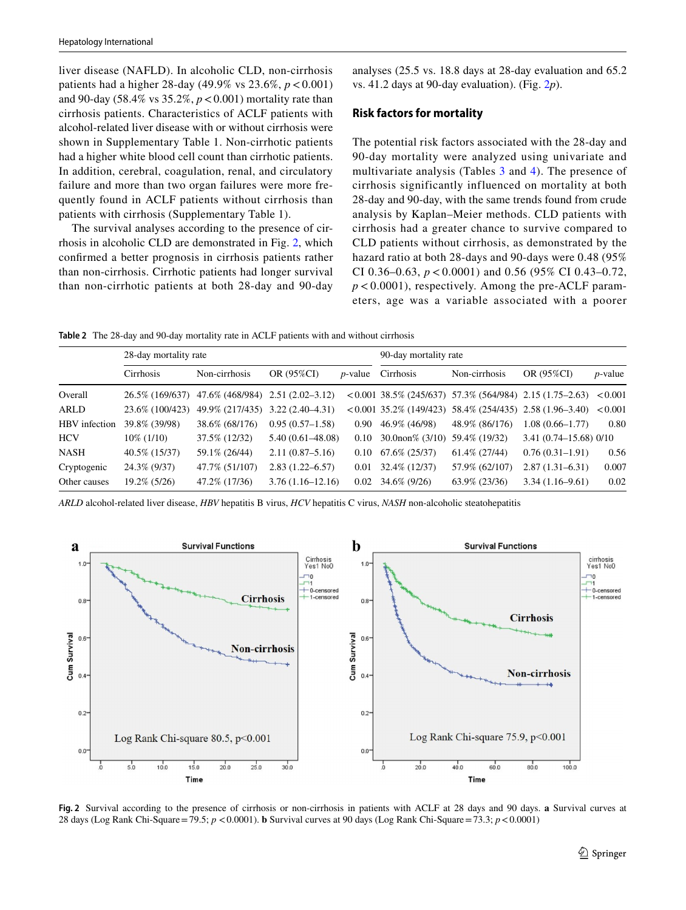liver disease (NAFLD). In alcoholic CLD, non-cirrhosis patients had a higher 28-day (49.9% vs 23.6%, $p < 0.001$) and 90-day (58.4% vs 35.2%, $p < 0.001$) mortality rate than cirrhosis patients. Characteristics of ACLF patients with alcohol-related liver disease with or without cirrhosis were shown in Supplementary Table 1. Non-cirrhotic patients had a higher white blood cell count than cirrhotic patients. In addition, cerebral, coagulation, renal, and circulatory failure and more than two organ failures were more frequently found in ACLF patients without cirrhosis than patients with cirrhosis (Supplementary Table 1).

The survival analyses according to the presence of cirrhosis in alcoholic CLD are demonstrated in Fig. 2, which confirmed a better prognosis in cirrhosis patients rather than non-cirrhosis. Cirrhotic patients had longer survival than non-cirrhotic patients at both 28-day and 90-day analyses (25.5 vs. 18.8 days at 28-day evaluation and 65.2 vs. 41.2 days at 90-day evaluation). (Fig. 2*p*).

## Risk factors for mortality

The potential risk factors associated with the 28-day and 90-day mortality were analyzed using univariate and multivariate analysis (Tables 3 and 4). The presence of cirrhosis significantly influenced on mortality at both 28-day and 90-day, with the same trends found from crude analysis by Kaplan–Meier methods. CLD patients with cirrhosis had a greater chance to survive compared to CLD patients without cirrhosis, as demonstrated by the hazard ratio at both 28-days and 90-days were 0.48 (95% CI 0.36–0.63, $p < 0.0001$) and 0.56 (95% CI 0.43–0.72, $p < 0.0001$), respectively. Among the pre-ACLF parameters, age was a variable associated with a poorer

**Table 2** The 28-day and 90-day mortality rate in ACLF patients with and without cirrhosis

| | 28-day mortality rate | | | | 90-day mortality rate | | | |
|---|---|---|---|---|---|---|---|---|
| | Cirrhosis | Non-cirrhosis | OR (95%CI) | *p*-value | Cirrhosis | Non-cirrhosis | OR (95%CI) | *p*-value |
| Overall | 26.5% (169/637) | 47.6% (468/984) | 2.51 (2.02–3.12) | < 0.001 | 38.5% (245/637) | 57.3% (564/984) | 2.15 (1.75–2.63) | < 0.001 |
| ARLD | 23.6% (100/423) | 49.9% (217/435) | 3.22 (2.40–4.31) | < 0.001 | 35.2% (149/423) | 58.4% (254/435) | 2.58 (1.96–3.40) | < 0.001 |
| HBV infection | 39.8% (39/98) | 38.6% (68/176) | 0.95 (0.57–1.58) | 0.90 | 46.9% (46/98) | 48.9% (86/176) | 1.08 (0.66–1.77) | 0.80 |
| HCV | 10% (1/10) | 37.5% (12/32) | 5.40 (0.61–48.08) | 0.10 | 30.0non% (3/10) | 59.4% (19/32) | 3.41 (0.74–15.68) 0/10 | |
| NASH | 40.5% (15/37) | 59.1% (26/44) | 2.11 (0.87–5.16) | 0.10 | 67.6% (25/37) | 61.4% (27/44) | 0.76 (0.31–1.91) | 0.56 |
| Cryptogenic | 24.3% (9/37) | 47.7% (51/107) | 2.83 (1.22–6.57) | 0.01 | 32.4% (12/37) | 57.9% (62/107) | 2.87 (1.31–6.31) | 0.007 |
| Other causes | 19.2% (5/26) | 47.2% (17/36) | 3.76 (1.16–12.16) | 0.02 | 34.6% (9/26) | 63.9% (23/36) | 3.34 (1.16–9.61) | 0.02 |

*ARLD* alcohol-related liver disease, *HBV* hepatitis B virus, *HCV* hepatitis C virus, *NASH* non-alcoholic steatohepatitis

**Fig. 2** Survival according to the presence of cirrhosis or non-cirrhosis in patients with ACLF at 28 days and 90 days. **a** Survival curves at 28 days (Log Rank Chi-Square = 79.5; $p < 0.0001$). **b** Survival curves at 90 days (Log Rank Chi-Square = 73.3; $p < 0.0001$)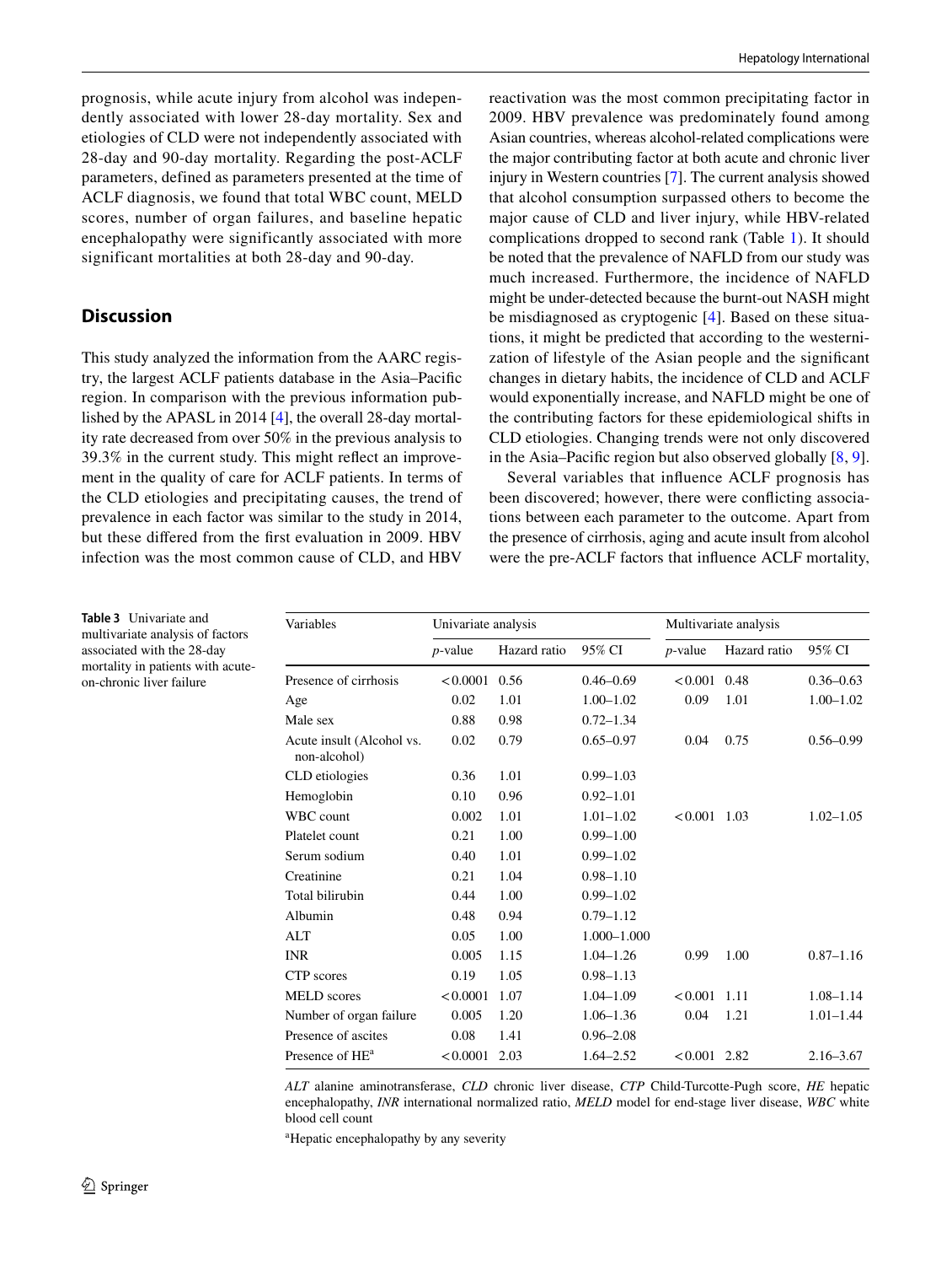prognosis, while acute injury from alcohol was independently associated with lower 28-day mortality. Sex and etiologies of CLD were not independently associated with 28-day and 90-day mortality. Regarding the post-ACLF parameters, defined as parameters presented at the time of ACLF diagnosis, we found that total WBC count, MELD scores, number of organ failures, and baseline hepatic encephalopathy were significantly associated with more significant mortalities at both 28-day and 90-day.

## Discussion

This study analyzed the information from the AARC registry, the largest ACLF patients database in the Asia–Pacific region. In comparison with the previous information published by the APASL in 2014 [4], the overall 28-day mortality rate decreased from over 50% in the previous analysis to 39.3% in the current study. This might reflect an improvement in the quality of care for ACLF patients. In terms of the CLD etiologies and precipitating causes, the trend of prevalence in each factor was similar to the study in 2014, but these differed from the first evaluation in 2009. HBV infection was the most common cause of CLD, and HBV reactivation was the most common precipitating factor in 2009. HBV prevalence was predominately found among Asian countries, whereas alcohol-related complications were the major contributing factor at both acute and chronic liver injury in Western countries [7]. The current analysis showed that alcohol consumption surpassed others to become the major cause of CLD and liver injury, while HBV-related complications dropped to second rank (Table 1). It should be noted that the prevalence of NAFLD from our study was much increased. Furthermore, the incidence of NAFLD might be under-detected because the burnt-out NASH might be misdiagnosed as cryptogenic [4]. Based on these situations, it might be predicted that according to the westernization of lifestyle of the Asian people and the significant changes in dietary habits, the incidence of CLD and ACLF would exponentially increase, and NAFLD might be one of the contributing factors for these epidemiological shifts in CLD etiologies. Changing trends were not only discovered in the Asia–Pacific region but also observed globally [8, 9].

Several variables that influence ACLF prognosis has been discovered; however, there were conflicting associations between each parameter to the outcome. Apart from the presence of cirrhosis, aging and acute insult from alcohol were the pre-ACLF factors that influence ACLF mortality,

**Table 3** Univariate and multivariate analysis of factors associated with the 28-day mortality in patients with acute-on-chronic liver failure

| Variables | Univariate analysis | | | Multivariate analysis | | |
|---|---|---|---|---|---|---|
| | *p*-value | Hazard ratio | 95% CI | *p*-value | Hazard ratio | 95% CI |
| Presence of cirrhosis | < 0.0001 | 0.56 | 0.46–0.69 | < 0.001 | 0.48 | 0.36–0.63 |
| Age | 0.02 | 1.01 | 1.00–1.02 | 0.09 | 1.01 | 1.00–1.02 |
| Male sex | 0.88 | 0.98 | 0.72–1.34 | | | |
| Acute insult (Alcohol vs. non-alcohol) | 0.02 | 0.79 | 0.65–0.97 | 0.04 | 0.75 | 0.56–0.99 |
| CLD etiologies | 0.36 | 1.01 | 0.99–1.03 | | | |
| Hemoglobin | 0.10 | 0.96 | 0.92–1.01 | | | |
| WBC count | 0.002 | 1.01 | 1.01–1.02 | < 0.001 | 1.03 | 1.02–1.05 |
| Platelet count | 0.21 | 1.00 | 0.99–1.00 | | | |
| Serum sodium | 0.40 | 1.01 | 0.99–1.02 | | | |
| Creatinine | 0.21 | 1.04 | 0.98–1.10 | | | |
| Total bilirubin | 0.44 | 1.00 | 0.99–1.02 | | | |
| Albumin | 0.48 | 0.94 | 0.79–1.12 | | | |
| ALT | 0.05 | 1.00 | 1.000–1.000 | | | |
| INR | 0.005 | 1.15 | 1.04–1.26 | 0.99 | 1.00 | 0.87–1.16 |
| CTP scores | 0.19 | 1.05 | 0.98–1.13 | | | |
| MELD scores | < 0.0001 | 1.07 | 1.04–1.09 | < 0.001 | 1.11 | 1.08–1.14 |
| Number of organ failure | 0.005 | 1.20 | 1.06–1.36 | 0.04 | 1.21 | 1.01–1.44 |
| Presence of ascites | 0.08 | 1.41 | 0.96–2.08 | | | |
| Presence of HE[a] | < 0.0001 | 2.03 | 1.64–2.52 | < 0.001 | 2.82 | 2.16–3.67 |

*ALT* alanine aminotransferase, *CLD* chronic liver disease, *CTP* Child-Turcotte-Pugh score, *HE* hepatic encephalopathy, *INR* international normalized ratio, *MELD* model for end-stage liver disease, *WBC* white blood cell count

[a]Hepatic encephalopathy by any severity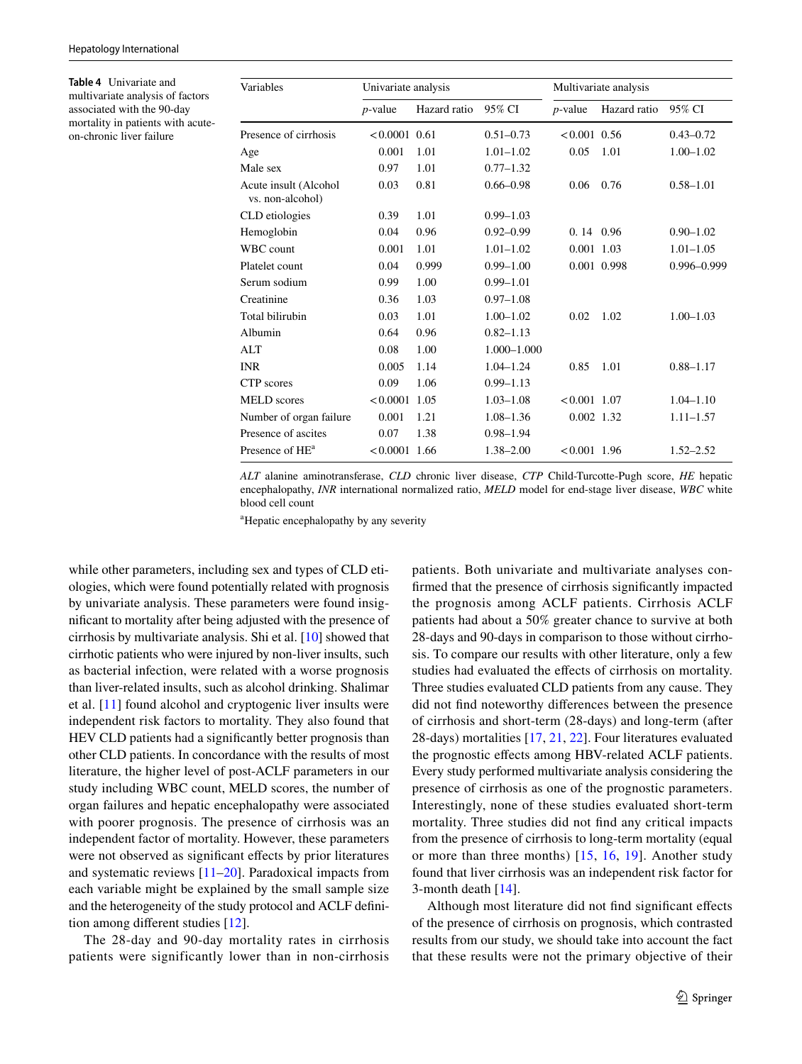**Table 4** Univariate and multivariate analysis of factors associated with the 90-day mortality in patients with acute-on-chronic liver failure

| Variables | Univariate analysis | | | Multivariate analysis | | |
|---|---|---|---|---|---|---|
| | *p*-value | Hazard ratio | 95% CI | *p*-value | Hazard ratio | 95% CI |
| Presence of cirrhosis | < 0.0001 | 0.61 | 0.51–0.73 | < 0.001 | 0.56 | 0.43–0.72 |
| Age | 0.001 | 1.01 | 1.01–1.02 | 0.05 | 1.01 | 1.00–1.02 |
| Male sex | 0.97 | 1.01 | 0.77–1.32 | | | |
| Acute insult (Alcohol vs. non-alcohol) | 0.03 | 0.81 | 0.66–0.98 | 0.06 | 0.76 | 0.58–1.01 |
| CLD etiologies | 0.39 | 1.01 | 0.99–1.03 | | | |
| Hemoglobin | 0.04 | 0.96 | 0.92–0.99 | 0. 14 | 0.96 | 0.90–1.02 |
| WBC count | 0.001 | 1.01 | 1.01–1.02 | 0.001 | 1.03 | 1.01–1.05 |
| Platelet count | 0.04 | 0.999 | 0.99–1.00 | 0.001 | 0.998 | 0.996–0.999 |
| Serum sodium | 0.99 | 1.00 | 0.99–1.01 | | | |
| Creatinine | 0.36 | 1.03 | 0.97–1.08 | | | |
| Total bilirubin | 0.03 | 1.01 | 1.00–1.02 | 0.02 | 1.02 | 1.00–1.03 |
| Albumin | 0.64 | 0.96 | 0.82–1.13 | | | |
| ALT | 0.08 | 1.00 | 1.000–1.000 | | | |
| INR | 0.005 | 1.14 | 1.04–1.24 | 0.85 | 1.01 | 0.88–1.17 |
| CTP scores | 0.09 | 1.06 | 0.99–1.13 | | | |
| MELD scores | < 0.0001 | 1.05 | 1.03–1.08 | < 0.001 | 1.07 | 1.04–1.10 |
| Number of organ failure | 0.001 | 1.21 | 1.08–1.36 | 0.002 | 1.32 | 1.11–1.57 |
| Presence of ascites | 0.07 | 1.38 | 0.98–1.94 | | | |
| Presence of HE[a] | < 0.0001 | 1.66 | 1.38–2.00 | < 0.001 | 1.96 | 1.52–2.52 |

*ALT* alanine aminotransferase, *CLD* chronic liver disease, *CTP* Child-Turcotte-Pugh score, *HE* hepatic encephalopathy, *INR* international normalized ratio, *MELD* model for end-stage liver disease, *WBC* white blood cell count

[a]Hepatic encephalopathy by any severity

while other parameters, including sex and types of CLD etiologies, which were found potentially related with prognosis by univariate analysis. These parameters were found insignificant to mortality after being adjusted with the presence of cirrhosis by multivariate analysis. Shi et al. [10] showed that cirrhotic patients who were injured by non-liver insults, such as bacterial infection, were related with a worse prognosis than liver-related insults, such as alcohol drinking. Shalimar et al. [11] found alcohol and cryptogenic liver insults were independent risk factors to mortality. They also found that HEV CLD patients had a significantly better prognosis than other CLD patients. In concordance with the results of most literature, the higher level of post-ACLF parameters in our study including WBC count, MELD scores, the number of organ failures and hepatic encephalopathy were associated with poorer prognosis. The presence of cirrhosis was an independent factor of mortality. However, these parameters were not observed as significant effects by prior literatures and systematic reviews [11–20]. Paradoxical impacts from each variable might be explained by the small sample size and the heterogeneity of the study protocol and ACLF definition among different studies [12].

The 28-day and 90-day mortality rates in cirrhosis patients were significantly lower than in non-cirrhosis patients. Both univariate and multivariate analyses confirmed that the presence of cirrhosis significantly impacted the prognosis among ACLF patients. Cirrhosis ACLF patients had about a 50% greater chance to survive at both 28-days and 90-days in comparison to those without cirrhosis. To compare our results with other literature, only a few studies had evaluated the effects of cirrhosis on mortality. Three studies evaluated CLD patients from any cause. They did not find noteworthy differences between the presence of cirrhosis and short-term (28-days) and long-term (after 28-days) mortalities [17, 21, 22]. Four literatures evaluated the prognostic effects among HBV-related ACLF patients. Every study performed multivariate analysis considering the presence of cirrhosis as one of the prognostic parameters. Interestingly, none of these studies evaluated short-term mortality. Three studies did not find any critical impacts from the presence of cirrhosis to long-term mortality (equal or more than three months) [15, 16, 19]. Another study found that liver cirrhosis was an independent risk factor for 3-month death [14].

Although most literature did not find significant effects of the presence of cirrhosis on prognosis, which contrasted results from our study, we should take into account the fact that these results were not the primary objective of their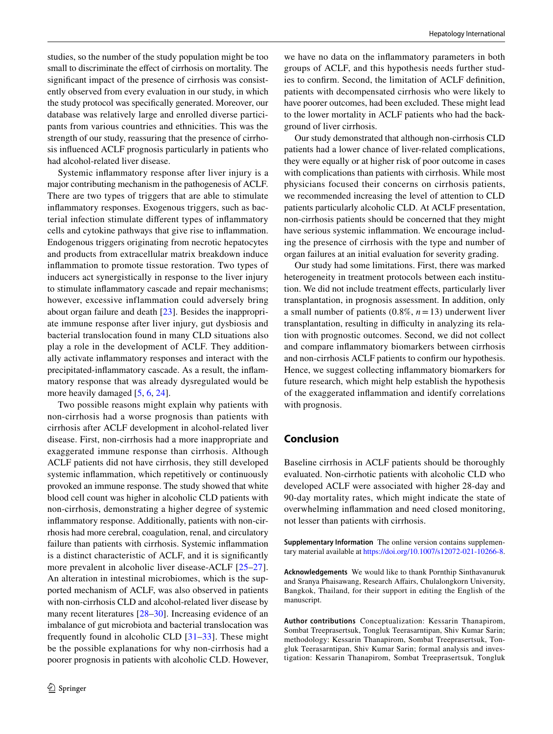studies, so the number of the study population might be too small to discriminate the effect of cirrhosis on mortality. The significant impact of the presence of cirrhosis was consistently observed from every evaluation in our study, in which the study protocol was specifically generated. Moreover, our database was relatively large and enrolled diverse participants from various countries and ethnicities. This was the strength of our study, reassuring that the presence of cirrhosis influenced ACLF prognosis particularly in patients who had alcohol-related liver disease.

Systemic inflammatory response after liver injury is a major contributing mechanism in the pathogenesis of ACLF. There are two types of triggers that are able to stimulate inflammatory responses. Exogenous triggers, such as bacterial infection stimulate different types of inflammatory cells and cytokine pathways that give rise to inflammation. Endogenous triggers originating from necrotic hepatocytes and products from extracellular matrix breakdown induce inflammation to promote tissue restoration. Two types of inducers act synergistically in response to the liver injury to stimulate inflammatory cascade and repair mechanisms; however, excessive inflammation could adversely bring about organ failure and death [23]. Besides the inappropriate immune response after liver injury, gut dysbiosis and bacterial translocation found in many CLD situations also play a role in the development of ACLF. They additionally activate inflammatory responses and interact with the precipitated-inflammatory cascade. As a result, the inflammatory response that was already dysregulated would be more heavily damaged [5, 6, 24].

Two possible reasons might explain why patients with non-cirrhosis had a worse prognosis than patients with cirrhosis after ACLF development in alcohol-related liver disease. First, non-cirrhosis had a more inappropriate and exaggerated immune response than cirrhosis. Although ACLF patients did not have cirrhosis, they still developed systemic inflammation, which repetitively or continuously provoked an immune response. The study showed that white blood cell count was higher in alcoholic CLD patients with non-cirrhosis, demonstrating a higher degree of systemic inflammatory response. Additionally, patients with non-cirrhosis had more cerebral, coagulation, renal, and circulatory failure than patients with cirrhosis. Systemic inflammation is a distinct characteristic of ACLF, and it is significantly more prevalent in alcoholic liver disease-ACLF [25–27]. An alteration in intestinal microbiomes, which is the supported mechanism of ACLF, was also observed in patients with non-cirrhosis CLD and alcohol-related liver disease by many recent literatures [28–30]. Increasing evidence of an imbalance of gut microbiota and bacterial translocation was frequently found in alcoholic CLD [31–33]. These might be the possible explanations for why non-cirrhosis had a poorer prognosis in patients with alcoholic CLD. However, we have no data on the inflammatory parameters in both groups of ACLF, and this hypothesis needs further studies to confirm. Second, the limitation of ACLF definition, patients with decompensated cirrhosis who were likely to have poorer outcomes, had been excluded. These might lead to the lower mortality in ACLF patients who had the background of liver cirrhosis.

Our study demonstrated that although non-cirrhosis CLD patients had a lower chance of liver-related complications, they were equally or at higher risk of poor outcome in cases with complications than patients with cirrhosis. While most physicians focused their concerns on cirrhosis patients, we recommended increasing the level of attention to CLD patients particularly alcoholic CLD. At ACLF presentation, non-cirrhosis patients should be concerned that they might have serious systemic inflammation. We encourage including the presence of cirrhosis with the type and number of organ failures at an initial evaluation for severity grading.

Our study had some limitations. First, there was marked heterogeneity in treatment protocols between each institution. We did not include treatment effects, particularly liver transplantation, in prognosis assessment. In addition, only a small number of patients (0.8%, $n = 13$) underwent liver transplantation, resulting in difficulty in analyzing its relation with prognostic outcomes. Second, we did not collect and compare inflammatory biomarkers between cirrhosis and non-cirrhosis ACLF patients to confirm our hypothesis. Hence, we suggest collecting inflammatory biomarkers for future research, which might help establish the hypothesis of the exaggerated inflammation and identify correlations with prognosis.

## Conclusion

Baseline cirrhosis in ACLF patients should be thoroughly evaluated. Non-cirrhotic patients with alcoholic CLD who developed ACLF were associated with higher 28-day and 90-day mortality rates, which might indicate the state of overwhelming inflammation and need closed monitoring, not lesser than patients with cirrhosis.

**Supplementary Information** The online version contains supplementary material available at https://doi.org/10.1007/s12072-021-10266-8.

**Acknowledgements** We would like to thank Pornthip Sinthavanuruk and Sranya Phaisawang, Research Affairs, Chulalongkorn University, Bangkok, Thailand, for their support in editing the English of the manuscript.

**Author contributions** Conceptualization: Kessarin Thanapirom, Sombat Treeprasertsuk, Tongluk Teerasarntipan, Shiv Kumar Sarin; methodology: Kessarin Thanapirom, Sombat Treeprasertsuk, Tongluk Teerasarntipan, Shiv Kumar Sarin; formal analysis and investigation: Kessarin Thanapirom, Sombat Treeprasertsuk, Tongluk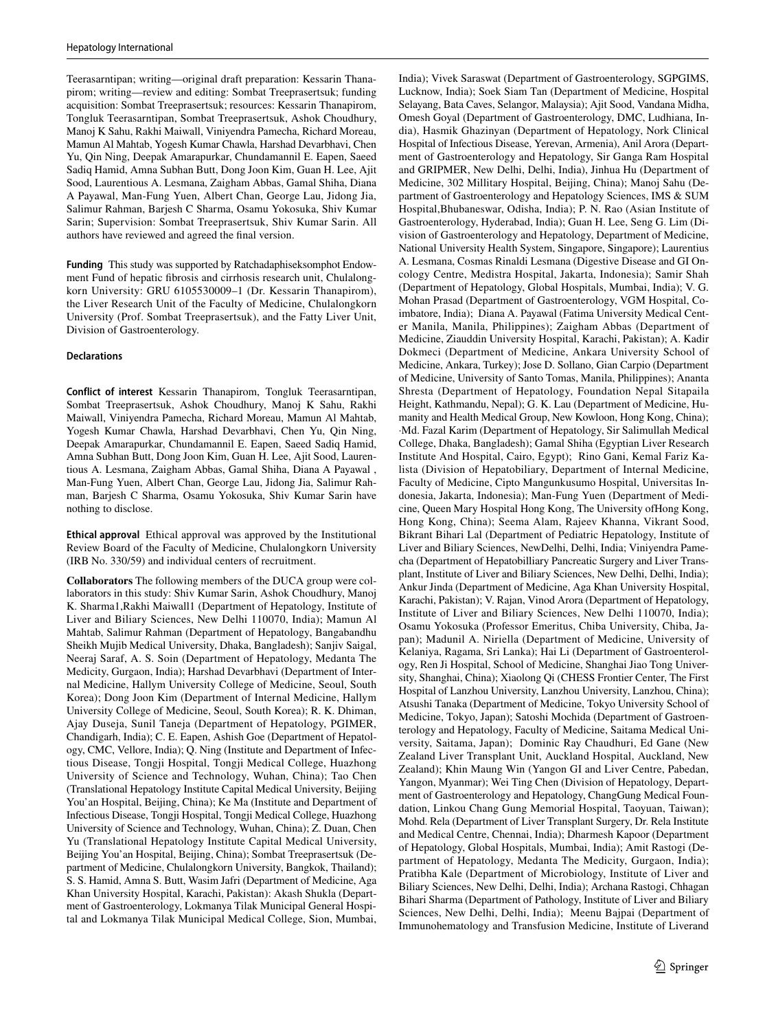Teerasarntipan; writing—original draft preparation: Kessarin Thanapirom; writing—review and editing: Sombat Treeprasertsuk; funding acquisition: Sombat Treeprasertsuk; resources: Kessarin Thanapirom, Tongluk Teerasarntipan, Sombat Treeprasertsuk, Ashok Choudhury, Manoj K Sahu, Rakhi Maiwall, Viniyendra Pamecha, Richard Moreau, Mamun Al Mahtab, Yogesh Kumar Chawla, Harshad Devarbhavi, Chen Yu, Qin Ning, Deepak Amarapurkar, Chundamannil E. Eapen, Saeed Sadiq Hamid, Amna Subhan Butt, Dong Joon Kim, Guan H. Lee, Ajit Sood, Laurentious A. Lesmana, Zaigham Abbas, Gamal Shiha, Diana A Payawal, Man-Fung Yuen, Albert Chan, George Lau, Jidong Jia, Salimur Rahman, Barjesh C Sharma, Osamu Yokosuka, Shiv Kumar Sarin; Supervision: Sombat Treeprasertsuk, Shiv Kumar Sarin. All authors have reviewed and agreed the final version.

**Funding** This study was supported by Ratchadaphiseksomphot Endowment Fund of hepatic fibrosis and cirrhosis research unit, Chulalongkorn University: GRU 6105530009–1 (Dr. Kessarin Thanapirom), the Liver Research Unit of the Faculty of Medicine, Chulalongkorn University (Prof. Sombat Treeprasertsuk), and the Fatty Liver Unit, Division of Gastroenterology.

## Declarations

**Conflict of interest** Kessarin Thanapirom, Tongluk Teerasarntipan, Sombat Treeprasertsuk, Ashok Choudhury, Manoj K Sahu, Rakhi Maiwall, Viniyendra Pamecha, Richard Moreau, Mamun Al Mahtab, Yogesh Kumar Chawla, Harshad Devarbhavi, Chen Yu, Qin Ning, Deepak Amarapurkar, Chundamannil E. Eapen, Saeed Sadiq Hamid, Amna Subhan Butt, Dong Joon Kim, Guan H. Lee, Ajit Sood, Laurentious A. Lesmana, Zaigham Abbas, Gamal Shiha, Diana A Payawal , Man-Fung Yuen, Albert Chan, George Lau, Jidong Jia, Salimur Rahman, Barjesh C Sharma, Osamu Yokosuka, Shiv Kumar Sarin have nothing to disclose.

**Ethical approval** Ethical approval was approved by the Institutional Review Board of the Faculty of Medicine, Chulalongkorn University (IRB No. 330/59) and individual centers of recruitment.

**Collaborators** The following members of the DUCA group were collaborators in this study: Shiv Kumar Sarin, Ashok Choudhury, Manoj K. Sharma1,Rakhi Maiwall1 (Department of Hepatology, Institute of Liver and Biliary Sciences, New Delhi 110070, India); Mamun Al Mahtab, Salimur Rahman (Department of Hepatology, Bangabandhu Sheikh Mujib Medical University, Dhaka, Bangladesh); Sanjiv Saigal, Neeraj Saraf, A. S. Soin (Department of Hepatology, Medanta The Medicity, Gurgaon, India); Harshad Devarbhavi (Department of Internal Medicine, Hallym University College of Medicine, Seoul, South Korea); Dong Joon Kim (Department of Internal Medicine, Hallym University College of Medicine, Seoul, South Korea); R. K. Dhiman, Ajay Duseja, Sunil Taneja (Department of Hepatology, PGIMER, Chandigarh, India); C. E. Eapen, Ashish Goe (Department of Hepatology, CMC, Vellore, India); Q. Ning (Institute and Department of Infectious Disease, Tongji Hospital, Tongji Medical College, Huazhong University of Science and Technology, Wuhan, China); Tao Chen (Translational Hepatology Institute Capital Medical University, Beijing You'an Hospital, Beijing, China); Ke Ma (Institute and Department of Infectious Disease, Tongji Hospital, Tongji Medical College, Huazhong University of Science and Technology, Wuhan, China); Z. Duan, Chen Yu (Translational Hepatology Institute Capital Medical University, Beijing You'an Hospital, Beijing, China); Sombat Treeprasertsuk (Department of Medicine, Chulalongkorn University, Bangkok, Thailand); S. S. Hamid, Amna S. Butt, Wasim Jafri (Department of Medicine, Aga Khan University Hospital, Karachi, Pakistan): Akash Shukla (Department of Gastroenterology, Lokmanya Tilak Municipal General Hospital and Lokmanya Tilak Municipal Medical College, Sion, Mumbai, India); Vivek Saraswat (Department of Gastroenterology, SGPGIMS, Lucknow, India); Soek Siam Tan (Department of Medicine, Hospital Selayang, Bata Caves, Selangor, Malaysia); Ajit Sood, Vandana Midha, Omesh Goyal (Department of Gastroenterology, DMC, Ludhiana, India), Hasmik Ghazinyan (Department of Hepatology, Nork Clinical Hospital of Infectious Disease, Yerevan, Armenia), Anil Arora (Department of Gastroenterology and Hepatology, Sir Ganga Ram Hospital and GRIPMER, New Delhi, Delhi, India), Jinhua Hu (Department of Medicine, 302 Millitary Hospital, Beijing, China); Manoj Sahu (Department of Gastroenterology and Hepatology Sciences, IMS & SUM Hospital,Bhubaneswar, Odisha, India); P. N. Rao (Asian Institute of Gastroenterology, Hyderabad, India); Guan H. Lee, Seng G. Lim (Division of Gastroenterology and Hepatology, Department of Medicine, National University Health System, Singapore, Singapore); Laurentius A. Lesmana, Cosmas Rinaldi Lesmana (Digestive Disease and GI Oncology Centre, Medistra Hospital, Jakarta, Indonesia); Samir Shah (Department of Hepatology, Global Hospitals, Mumbai, India); V. G. Mohan Prasad (Department of Gastroenterology, VGM Hospital, Coimbatore, India); Diana A. Payawal (Fatima University Medical Center Manila, Manila, Philippines); Zaigham Abbas (Department of Medicine, Ziauddin University Hospital, Karachi, Pakistan); A. Kadir Dokmeci (Department of Medicine, Ankara University School of Medicine, Ankara, Turkey); Jose D. Sollano, Gian Carpio (Department of Medicine, University of Santo Tomas, Manila, Philippines); Ananta Shresta (Department of Hepatology, Foundation Nepal Sitapaila Height, Kathmandu, Nepal); G. K. Lau (Department of Medicine, Humanity and Health Medical Group, New Kowloon, Hong Kong, China); ·Md. Fazal Karim (Department of Hepatology, Sir Salimullah Medical College, Dhaka, Bangladesh); Gamal Shiha (Egyptian Liver Research Institute And Hospital, Cairo, Egypt); Rino Gani, Kemal Fariz Kalista (Division of Hepatobiliary, Department of Internal Medicine, Faculty of Medicine, Cipto Mangunkusumo Hospital, Universitas Indonesia, Jakarta, Indonesia); Man-Fung Yuen (Department of Medicine, Queen Mary Hospital Hong Kong, The University ofHong Kong, Hong Kong, China); Seema Alam, Rajeev Khanna, Vikrant Sood, Bikrant Bihari Lal (Department of Pediatric Hepatology, Institute of Liver and Biliary Sciences, NewDelhi, Delhi, India; Viniyendra Pamecha (Department of Hepatobilliary Pancreatic Surgery and Liver Transplant, Institute of Liver and Biliary Sciences, New Delhi, Delhi, India); Ankur Jinda (Department of Medicine, Aga Khan University Hospital, Karachi, Pakistan); V. Rajan, Vinod Arora (Department of Hepatology, Institute of Liver and Biliary Sciences, New Delhi 110070, India); Osamu Yokosuka (Professor Emeritus, Chiba University, Chiba, Japan); Madunil A. Niriella (Department of Medicine, University of Kelaniya, Ragama, Sri Lanka); Hai Li (Department of Gastroenterology, Ren Ji Hospital, School of Medicine, Shanghai Jiao Tong University, Shanghai, China); Xiaolong Qi (CHESS Frontier Center, The First Hospital of Lanzhou University, Lanzhou University, Lanzhou, China); Atsushi Tanaka (Department of Medicine, Tokyo University School of Medicine, Tokyo, Japan); Satoshi Mochida (Department of Gastroenterology and Hepatology, Faculty of Medicine, Saitama Medical University, Saitama, Japan); Dominic Ray Chaudhuri, Ed Gane (New Zealand Liver Transplant Unit, Auckland Hospital, Auckland, New Zealand); Khin Maung Win (Yangon GI and Liver Centre, Pabedan, Yangon, Myanmar); Wei Ting Chen (Division of Hepatology, Department of Gastroenterology and Hepatology, ChangGung Medical Foundation, Linkou Chang Gung Memorial Hospital, Taoyuan, Taiwan); Mohd. Rela (Department of Liver Transplant Surgery, Dr. Rela Institute and Medical Centre, Chennai, India); Dharmesh Kapoor (Department of Hepatology, Global Hospitals, Mumbai, India); Amit Rastogi (Department of Hepatology, Medanta The Medicity, Gurgaon, India); Pratibha Kale (Department of Microbiology, Institute of Liver and Biliary Sciences, New Delhi, Delhi, India); Archana Rastogi, Chhagan Bihari Sharma (Department of Pathology, Institute of Liver and Biliary Sciences, New Delhi, Delhi, India); Meenu Bajpai (Department of Immunohematology and Transfusion Medicine, Institute of Liverand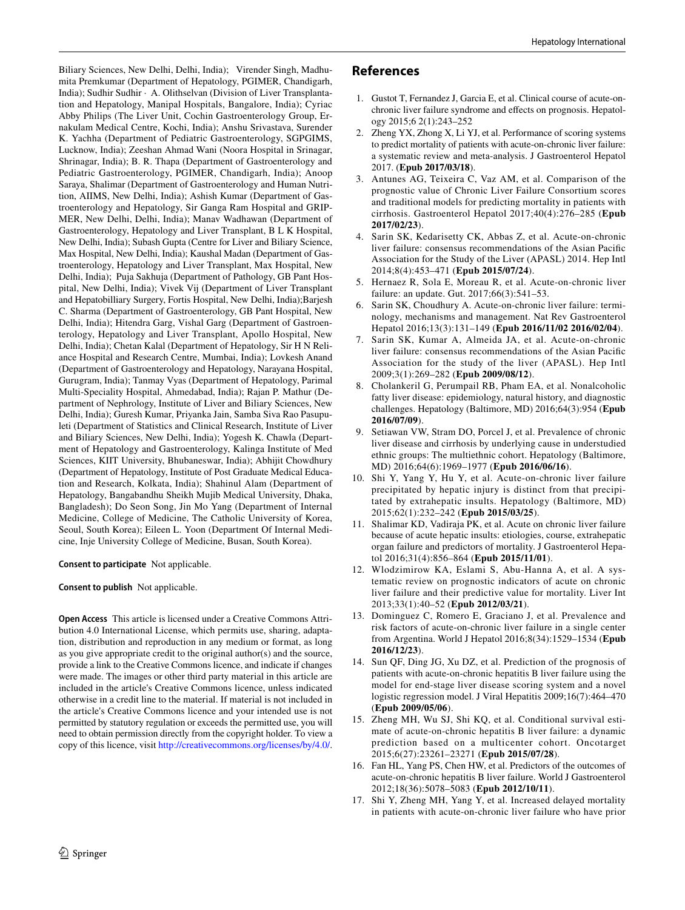Biliary Sciences, New Delhi, Delhi, India); Virender Singh, Madhumita Premkumar (Department of Hepatology, PGIMER, Chandigarh, India); Sudhir Sudhir · A. Olithselvan (Division of Liver Transplantation and Hepatology, Manipal Hospitals, Bangalore, India); Cyriac Abby Philips (The Liver Unit, Cochin Gastroenterology Group, Ernakulam Medical Centre, Kochi, India); Anshu Srivastava, Surender K. Yachha (Department of Pediatric Gastroenterology, SGPGIMS, Lucknow, India); Zeeshan Ahmad Wani (Noora Hospital in Srinagar, Shrinagar, India); B. R. Thapa (Department of Gastroenterology and Pediatric Gastroenterology, PGIMER, Chandigarh, India); Anoop Saraya, Shalimar (Department of Gastroenterology and Human Nutrition, AIIMS, New Delhi, India); Ashish Kumar (Department of Gastroenterology and Hepatology, Sir Ganga Ram Hospital and GRIPMER, New Delhi, Delhi, India); Manav Wadhawan (Department of Gastroenterology, Hepatology and Liver Transplant, B L K Hospital, New Delhi, India); Subash Gupta (Centre for Liver and Biliary Science, Max Hospital, New Delhi, India); Kaushal Madan (Department of Gastroenterology, Hepatology and Liver Transplant, Max Hospital, New Delhi, India); Puja Sakhuja (Department of Pathology, GB Pant Hospital, New Delhi, India); Vivek Vij (Department of Liver Transplant and Hepatobilliary Surgery, Fortis Hospital, New Delhi, India);Barjesh C. Sharma (Department of Gastroenterology, GB Pant Hospital, New Delhi, India); Hitendra Garg, Vishal Garg (Department of Gastroenterology, Hepatology and Liver Transplant, Apollo Hospital, New Delhi, India); Chetan Kalal (Department of Hepatology, Sir H N Reliance Hospital and Research Centre, Mumbai, India); Lovkesh Anand (Department of Gastroenterology and Hepatology, Narayana Hospital, Gurugram, India); Tanmay Vyas (Department of Hepatology, Parimal Multi-Speciality Hospital, Ahmedabad, India); Rajan P. Mathur (Department of Nephrology, Institute of Liver and Biliary Sciences, New Delhi, India); Guresh Kumar, Priyanka Jain, Samba Siva Rao Pasupuleti (Department of Statistics and Clinical Research, Institute of Liver and Biliary Sciences, New Delhi, India); Yogesh K. Chawla (Department of Hepatology and Gastroenterology, Kalinga Institute of Med Sciences, KIIT University, Bhubaneswar, India); Abhijit Chowdhury (Department of Hepatology, Institute of Post Graduate Medical Education and Research, Kolkata, India); Shahinul Alam (Department of Hepatology, Bangabandhu Sheikh Mujib Medical University, Dhaka, Bangladesh); Do Seon Song, Jin Mo Yang (Department of Internal Medicine, College of Medicine, The Catholic University of Korea, Seoul, South Korea); Eileen L. Yoon (Department Of Internal Medicine, Inje University College of Medicine, Busan, South Korea).

**Consent to participate** Not applicable.

**Consent to publish** Not applicable.

**Open Access** This article is licensed under a Creative Commons Attribution 4.0 International License, which permits use, sharing, adaptation, distribution and reproduction in any medium or format, as long as you give appropriate credit to the original author(s) and the source, provide a link to the Creative Commons licence, and indicate if changes were made. The images or other third party material in this article are included in the article's Creative Commons licence, unless indicated otherwise in a credit line to the material. If material is not included in the article's Creative Commons licence and your intended use is not permitted by statutory regulation or exceeds the permitted use, you will need to obtain permission directly from the copyright holder. To view a copy of this licence, visit http://creativecommons.org/licenses/by/4.0/.

## References

1. Gustot T, Fernandez J, Garcia E, et al. Clinical course of acute-on-chronic liver failure syndrome and effects on prognosis. Hepatology 2015;6 2(1):243–252
2. Zheng YX, Zhong X, Li YJ, et al. Performance of scoring systems to predict mortality of patients with acute-on-chronic liver failure: a systematic review and meta-analysis. J Gastroenterol Hepatol 2017. (**Epub 2017/03/18**).
3. Antunes AG, Teixeira C, Vaz AM, et al. Comparison of the prognostic value of Chronic Liver Failure Consortium scores and traditional models for predicting mortality in patients with cirrhosis. Gastroenterol Hepatol 2017;40(4):276–285 (**Epub 2017/02/23**).
4. Sarin SK, Kedarisetty CK, Abbas Z, et al. Acute-on-chronic liver failure: consensus recommendations of the Asian Pacific Association for the Study of the Liver (APASL) 2014. Hep Intl 2014;8(4):453–471 (**Epub 2015/07/24**).
5. Hernaez R, Sola E, Moreau R, et al. Acute-on-chronic liver failure: an update. Gut. 2017;66(3):541–53.
6. Sarin SK, Choudhury A. Acute-on-chronic liver failure: terminology, mechanisms and management. Nat Rev Gastroenterol Hepatol 2016;13(3):131–149 (**Epub 2016/11/02 2016/02/04**).
7. Sarin SK, Kumar A, Almeida JA, et al. Acute-on-chronic liver failure: consensus recommendations of the Asian Pacific Association for the study of the liver (APASL). Hep Intl 2009;3(1):269–282 (**Epub 2009/08/12**).
8. Cholankeril G, Perumpail RB, Pham EA, et al. Nonalcoholic fatty liver disease: epidemiology, natural history, and diagnostic challenges. Hepatology (Baltimore, MD) 2016;64(3):954 (**Epub 2016/07/09**).
9. Setiawan VW, Stram DO, Porcel J, et al. Prevalence of chronic liver disease and cirrhosis by underlying cause in understudied ethnic groups: The multiethnic cohort. Hepatology (Baltimore, MD) 2016;64(6):1969–1977 (**Epub 2016/06/16**).
10. Shi Y, Yang Y, Hu Y, et al. Acute-on-chronic liver failure precipitated by hepatic injury is distinct from that precipitated by extrahepatic insults. Hepatology (Baltimore, MD) 2015;62(1):232–242 (**Epub 2015/03/25**).
11. Shalimar KD, Vadiraja PK, et al. Acute on chronic liver failure because of acute hepatic insults: etiologies, course, extrahepatic organ failure and predictors of mortality. J Gastroenterol Hepatol 2016;31(4):856–864 (**Epub 2015/11/01**).
12. Wlodzimirow KA, Eslami S, Abu-Hanna A, et al. A systematic review on prognostic indicators of acute on chronic liver failure and their predictive value for mortality. Liver Int 2013;33(1):40–52 (**Epub 2012/03/21**).
13. Dominguez C, Romero E, Graciano J, et al. Prevalence and risk factors of acute-on-chronic liver failure in a single center from Argentina. World J Hepatol 2016;8(34):1529–1534 (**Epub 2016/12/23**).
14. Sun QF, Ding JG, Xu DZ, et al. Prediction of the prognosis of patients with acute-on-chronic hepatitis B liver failure using the model for end-stage liver disease scoring system and a novel logistic regression model. J Viral Hepatitis 2009;16(7):464–470 (**Epub 2009/05/06**).
15. Zheng MH, Wu SJ, Shi KQ, et al. Conditional survival estimate of acute-on-chronic hepatitis B liver failure: a dynamic prediction based on a multicenter cohort. Oncotarget 2015;6(27):23261–23271 (**Epub 2015/07/28**).
16. Fan HL, Yang PS, Chen HW, et al. Predictors of the outcomes of acute-on-chronic hepatitis B liver failure. World J Gastroenterol 2012;18(36):5078–5083 (**Epub 2012/10/11**).
17. Shi Y, Zheng MH, Yang Y, et al. Increased delayed mortality in patients with acute-on-chronic liver failure who have prior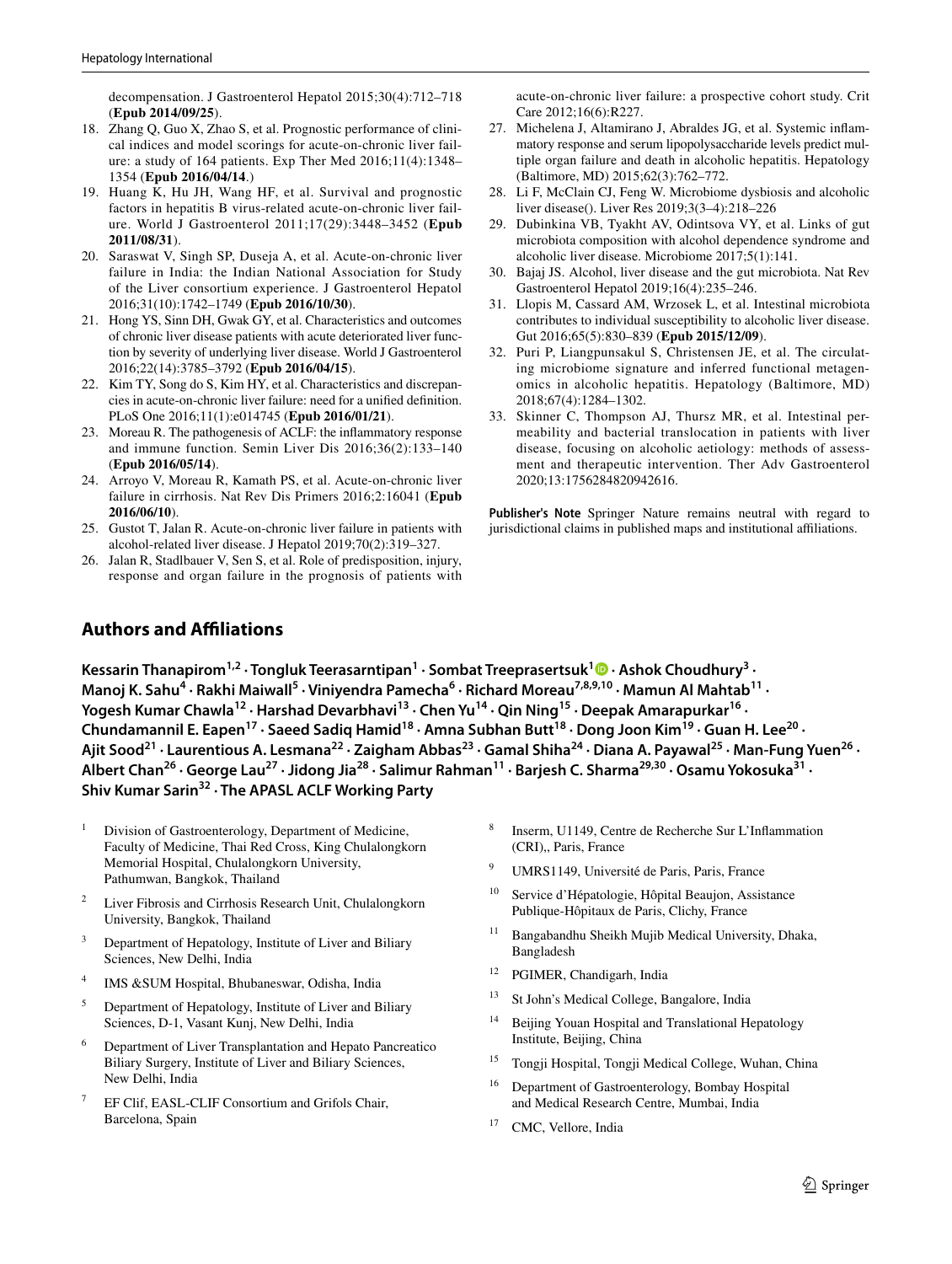decompensation. J Gastroenterol Hepatol 2015;30(4):712–718 (**Epub 2014/09/25**).

18. Zhang Q, Guo X, Zhao S, et al. Prognostic performance of clinical indices and model scorings for acute-on-chronic liver failure: a study of 164 patients. Exp Ther Med 2016;11(4):1348–1354 (**Epub 2016/04/14**.)
19. Huang K, Hu JH, Wang HF, et al. Survival and prognostic factors in hepatitis B virus-related acute-on-chronic liver failure. World J Gastroenterol 2011;17(29):3448–3452 (**Epub 2011/08/31**).
20. Saraswat V, Singh SP, Duseja A, et al. Acute-on-chronic liver failure in India: the Indian National Association for Study of the Liver consortium experience. J Gastroenterol Hepatol 2016;31(10):1742–1749 (**Epub 2016/10/30**).
21. Hong YS, Sinn DH, Gwak GY, et al. Characteristics and outcomes of chronic liver disease patients with acute deteriorated liver function by severity of underlying liver disease. World J Gastroenterol 2016;22(14):3785–3792 (**Epub 2016/04/15**).
22. Kim TY, Song do S, Kim HY, et al. Characteristics and discrepancies in acute-on-chronic liver failure: need for a unified definition. PLoS One 2016;11(1):e014745 (**Epub 2016/01/21**).
23. Moreau R. The pathogenesis of ACLF: the inflammatory response and immune function. Semin Liver Dis 2016;36(2):133–140 (**Epub 2016/05/14**).
24. Arroyo V, Moreau R, Kamath PS, et al. Acute-on-chronic liver failure in cirrhosis. Nat Rev Dis Primers 2016;2:16041 (**Epub 2016/06/10**).
25. Gustot T, Jalan R. Acute-on-chronic liver failure in patients with alcohol-related liver disease. J Hepatol 2019;70(2):319–327.
26. Jalan R, Stadlbauer V, Sen S, et al. Role of predisposition, injury, response and organ failure in the prognosis of patients with acute-on-chronic liver failure: a prospective cohort study. Crit Care 2012;16(6):R227.
27. Michelena J, Altamirano J, Abraldes JG, et al. Systemic inflammatory response and serum lipopolysaccharide levels predict multiple organ failure and death in alcoholic hepatitis. Hepatology (Baltimore, MD) 2015;62(3):762–772.
28. Li F, McClain CJ, Feng W. Microbiome dysbiosis and alcoholic liver disease(). Liver Res 2019;3(3–4):218–226
29. Dubinkina VB, Tyakht AV, Odintsova VY, et al. Links of gut microbiota composition with alcohol dependence syndrome and alcoholic liver disease. Microbiome 2017;5(1):141.
30. Bajaj JS. Alcohol, liver disease and the gut microbiota. Nat Rev Gastroenterol Hepatol 2019;16(4):235–246.
31. Llopis M, Cassard AM, Wrzosek L, et al. Intestinal microbiota contributes to individual susceptibility to alcoholic liver disease. Gut 2016;65(5):830–839 (**Epub 2015/12/09**).
32. Puri P, Liangpunsakul S, Christensen JE, et al. The circulating microbiome signature and inferred functional metagenomics in alcoholic hepatitis. Hepatology (Baltimore, MD) 2018;67(4):1284–1302.
33. Skinner C, Thompson AJ, Thursz MR, et al. Intestinal permeability and bacterial translocation in patients with liver disease, focusing on alcoholic aetiology: methods of assessment and therapeutic intervention. Ther Adv Gastroenterol 2020;13:1756284820942616.

**Publisher's Note** Springer Nature remains neutral with regard to jurisdictional claims in published maps and institutional affiliations.

## Authors and Affiliations

**Kessarin Thanapirom[1,2] · Tongluk Teerasarntipan[1] · Sombat Treeprasertsuk[1] · Ashok Choudhury[3] · Manoj K. Sahu[4] · Rakhi Maiwall[5] · Viniyendra Pamecha[6] · Richard Moreau[7,8,9,10] · Mamun Al Mahtab[11] · Yogesh Kumar Chawla[12] · Harshad Devarbhavi[13] · Chen Yu[14] · Qin Ning[15] · Deepak Amarapurkar[16] · Chundamannil E. Eapen[17] · Saeed Sadiq Hamid[18] · Amna Subhan Butt[18] · Dong Joon Kim[19] · Guan H. Lee[20] · Ajit Sood[21] · Laurentious A. Lesmana[22] · Zaigham Abbas[23] · Gamal Shiha[24] · Diana A. Payawal[25] · Man-Fung Yuen[26] · Albert Chan[26] · George Lau[27] · Jidong Jia[28] · Salimur Rahman[11] · Barjesh C. Sharma[29,30] · Osamu Yokosuka[31] · Shiv Kumar Sarin[32] · The APASL ACLF Working Party**

[1] Division of Gastroenterology, Department of Medicine, Faculty of Medicine, Thai Red Cross, King Chulalongkorn Memorial Hospital, Chulalongkorn University, Pathumwan, Bangkok, Thailand

[2] Liver Fibrosis and Cirrhosis Research Unit, Chulalongkorn University, Bangkok, Thailand

[3] Department of Hepatology, Institute of Liver and Biliary Sciences, New Delhi, India

[4] IMS &SUM Hospital, Bhubaneswar, Odisha, India

[5] Department of Hepatology, Institute of Liver and Biliary Sciences, D-1, Vasant Kunj, New Delhi, India

[6] Department of Liver Transplantation and Hepato Pancreatico Biliary Surgery, Institute of Liver and Biliary Sciences, New Delhi, India

[7] EF Clif, EASL-CLIF Consortium and Grifols Chair, Barcelona, Spain

[8] Inserm, U1149, Centre de Recherche Sur L'Inflammation (CRI),, Paris, France

[9] UMRS1149, Université de Paris, Paris, France

[10] Service d'Hépatologie, Hôpital Beaujon, Assistance Publique-Hôpitaux de Paris, Clichy, France

[11] Bangabandhu Sheikh Mujib Medical University, Dhaka, Bangladesh

[12] PGIMER, Chandigarh, India

[13] St John's Medical College, Bangalore, India

[14] Beijing Youan Hospital and Translational Hepatology Institute, Beijing, China

[15] Tongji Hospital, Tongji Medical College, Wuhan, China

[16] Department of Gastroenterology, Bombay Hospital and Medical Research Centre, Mumbai, India

[17] CMC, Vellore, India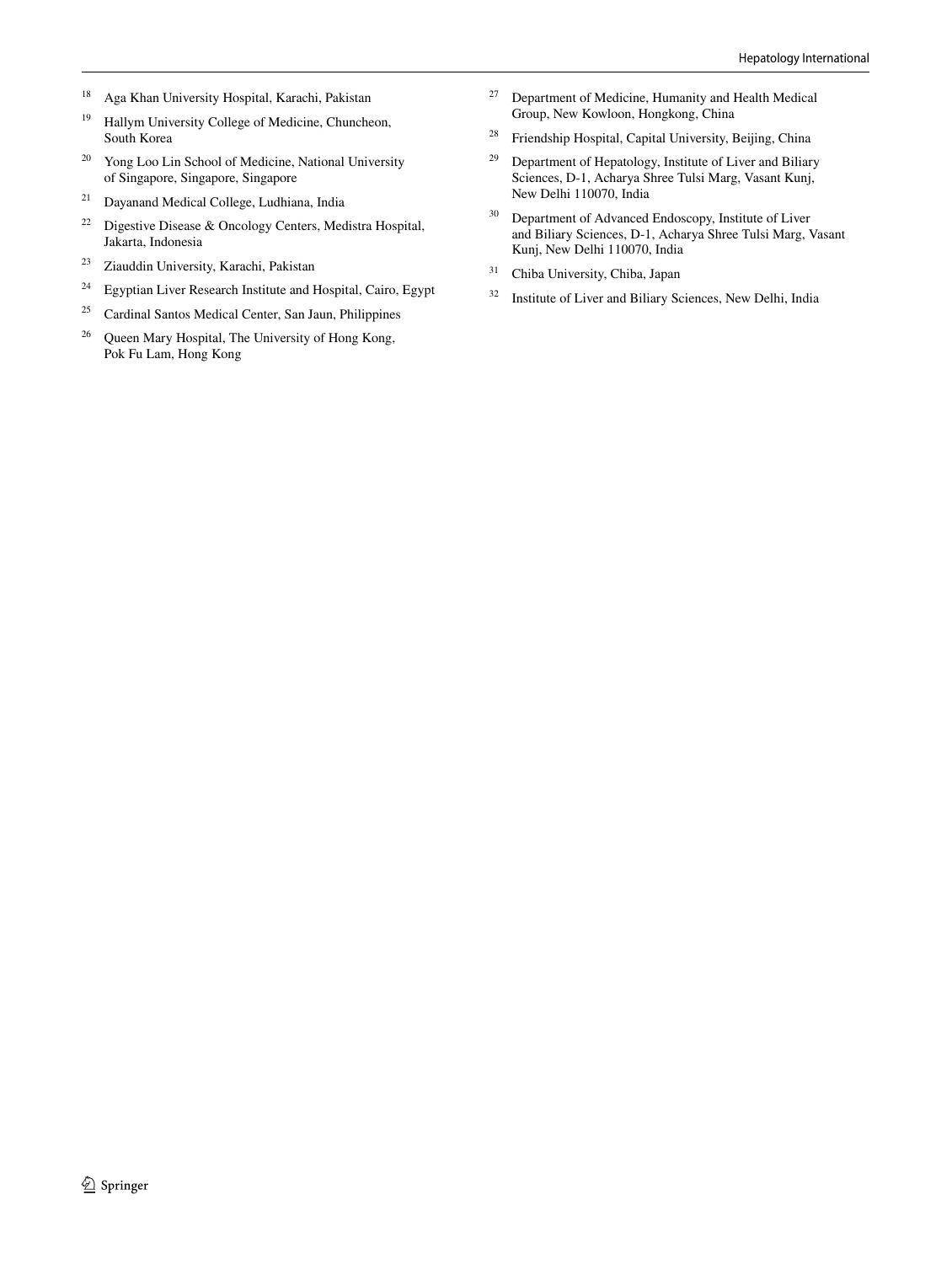[18] Aga Khan University Hospital, Karachi, Pakistan

[19] Hallym University College of Medicine, Chuncheon, South Korea

[20] Yong Loo Lin School of Medicine, National University of Singapore, Singapore, Singapore

[21] Dayanand Medical College, Ludhiana, India

[22] Digestive Disease & Oncology Centers, Medistra Hospital, Jakarta, Indonesia

[23] Ziauddin University, Karachi, Pakistan

[24] Egyptian Liver Research Institute and Hospital, Cairo, Egypt

[25] Cardinal Santos Medical Center, San Jaun, Philippines

[26] Queen Mary Hospital, The University of Hong Kong, Pok Fu Lam, Hong Kong

[27] Department of Medicine, Humanity and Health Medical Group, New Kowloon, Hongkong, China

[28] Friendship Hospital, Capital University, Beijing, China

[29] Department of Hepatology, Institute of Liver and Biliary Sciences, D-1, Acharya Shree Tulsi Marg, Vasant Kunj, New Delhi 110070, India

[30] Department of Advanced Endoscopy, Institute of Liver and Biliary Sciences, D-1, Acharya Shree Tulsi Marg, Vasant Kunj, New Delhi 110070, India

[31] Chiba University, Chiba, Japan

[32] Institute of Liver and Biliary Sciences, New Delhi, India